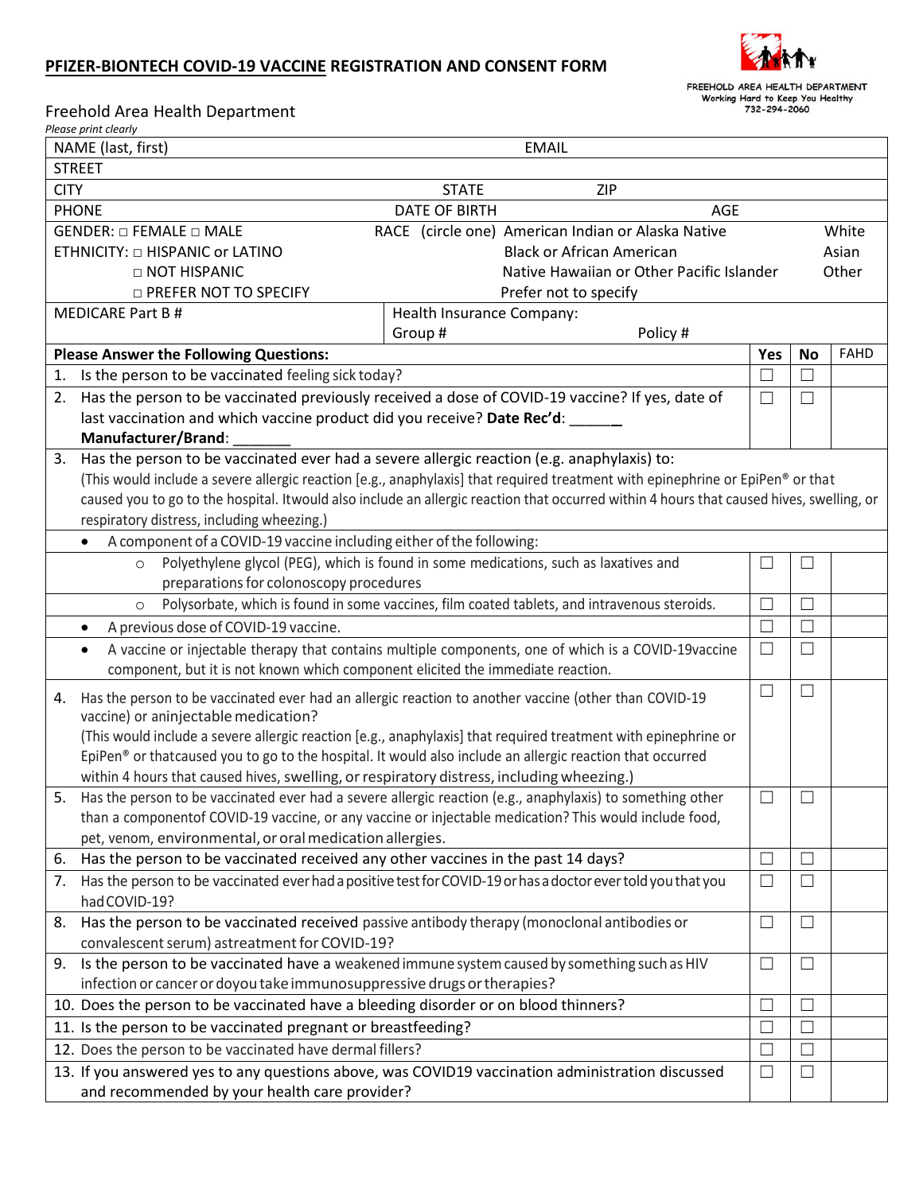# PFIZER-BIONTECH COVID-19 VACCINE REGISTRATION AND CONSENT FORM

FREEHOLD AREA HEALTH DEPARTMENT
Working Hard to Keep You Healthy
732-294-2060

Freehold Area Health Department

*Please print clearly*

| | | | |
|---|---|---|---|
| NAME (last, first) | EMAIL | | |
| STREET | | | |
| CITY | STATE | ZIP | |
| PHONE | DATE OF BIRTH | AGE | |
| GENDER: □ FEMALE □ MALE<br>ETHNICITY: □ HISPANIC or LATINO<br>□ NOT HISPANIC<br>□ PREFER NOT TO SPECIFY | RACE (circle one) | American Indian or Alaska Native<br>Black or African American<br>Native Hawaiian or Other Pacific Islander<br>Prefer not to specify | White<br>Asian<br>Other |
| MEDICARE Part B # | Health Insurance Company:<br>Group # | Policy # | |

| Please Answer the Following Questions: | Yes | No | FAHD |
|---|---|---|---|
| 1. Is the person to be vaccinated feeling sick today? | ☐ | ☐ | |
| 2. Has the person to be vaccinated previously received a dose of COVID-19 vaccine? If yes, date of last vaccination and which vaccine product did you receive? **Date Rec'd**: ______ **Manufacturer/Brand**: _______ | ☐ | ☐ | |
| 3. Has the person to be vaccinated ever had a severe allergic reaction (e.g. anaphylaxis) to: (This would include a severe allergic reaction [e.g., anaphylaxis] that required treatment with epinephrine or EpiPen® or that caused you to go to the hospital. Itwould also include an allergic reaction that occurred within 4 hours that caused hives, swelling, or respiratory distress, including wheezing.) | | | |
| • A component of a COVID-19 vaccine including either of the following: | | | |
| ○ Polyethylene glycol (PEG), which is found in some medications, such as laxatives and preparations for colonoscopy procedures | ☐ | ☐ | |
| ○ Polysorbate, which is found in some vaccines, film coated tablets, and intravenous steroids. | ☐ | ☐ | |
| • A previous dose of COVID-19 vaccine. | ☐ | ☐ | |
| • A vaccine or injectable therapy that contains multiple components, one of which is a COVID-19vaccine component, but it is not known which component elicited the immediate reaction. | ☐ | ☐ | |
| 4. Has the person to be vaccinated ever had an allergic reaction to another vaccine (other than COVID-19 vaccine) or aninjectable medication? (This would include a severe allergic reaction [e.g., anaphylaxis] that required treatment with epinephrine or EpiPen® or thatcaused you to go to the hospital. It would also include an allergic reaction that occurred within 4 hours that caused hives, swelling, or respiratory distress, including wheezing.) | ☐ | ☐ | |
| 5. Has the person to be vaccinated ever had a severe allergic reaction (e.g., anaphylaxis) to something other than a componentof COVID-19 vaccine, or any vaccine or injectable medication? This would include food, pet, venom, environmental, or oral medication allergies. | ☐ | ☐ | |
| 6. Has the person to be vaccinated received any other vaccines in the past 14 days? | ☐ | ☐ | |
| 7. Has the person to be vaccinated ever had a positive test for COVID-19 or has a doctor ever told you that you had COVID-19? | ☐ | ☐ | |
| 8. Has the person to be vaccinated received passive antibody therapy (monoclonal antibodies or convalescent serum) astreatment for COVID-19? | ☐ | ☐ | |
| 9. Is the person to be vaccinated have a weakened immune system caused by something such as HIV infection or cancer or doyou take immunosuppressive drugs or therapies? | ☐ | ☐ | |
| 10. Does the person to be vaccinated have a bleeding disorder or on blood thinners? | ☐ | ☐ | |
| 11. Is the person to be vaccinated pregnant or breastfeeding? | ☐ | ☐ | |
| 12. Does the person to be vaccinated have dermal fillers? | ☐ | ☐ | |
| 13. If you answered yes to any questions above, was COVID19 vaccination administration discussed and recommended by your health care provider? | ☐ | ☐ | |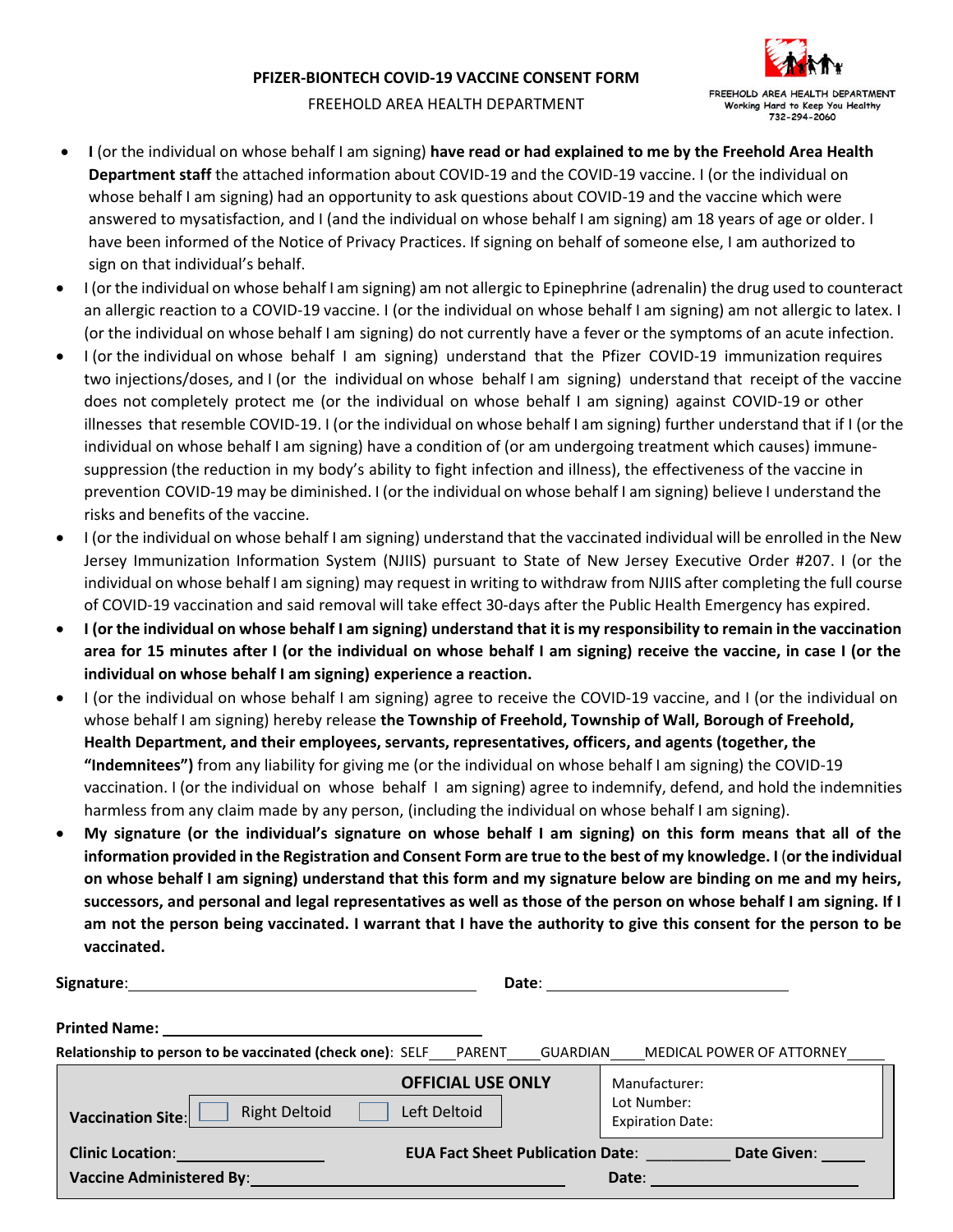**PFIZER-BIONTECH COVID-19 VACCINE CONSENT FORM**

FREEHOLD AREA HEALTH DEPARTMENT

FREEHOLD AREA HEALTH DEPARTMENT
Working Hard to Keep You Healthy
732-294-2060

- **I** (or the individual on whose behalf I am signing) **have read or had explained to me by the Freehold Area Health Department staff** the attached information about COVID-19 and the COVID-19 vaccine. I (or the individual on whose behalf I am signing) had an opportunity to ask questions about COVID-19 and the vaccine which were answered to mysatisfaction, and I (and the individual on whose behalf I am signing) am 18 years of age or older. I have been informed of the Notice of Privacy Practices. If signing on behalf of someone else, I am authorized to sign on that individual's behalf.
- I (or the individual on whose behalf I am signing) am not allergic to Epinephrine (adrenalin) the drug used to counteract an allergic reaction to a COVID-19 vaccine. I (or the individual on whose behalf I am signing) am not allergic to latex. I (or the individual on whose behalf I am signing) do not currently have a fever or the symptoms of an acute infection.
- I (or the individual on whose behalf I am signing) understand that the Pfizer COVID-19 immunization requires two injections/doses, and I (or the individual on whose behalf I am signing) understand that receipt of the vaccine does not completely protect me (or the individual on whose behalf I am signing) against COVID-19 or other illnesses that resemble COVID-19. I (or the individual on whose behalf I am signing) further understand that if I (or the individual on whose behalf I am signing) have a condition of (or am undergoing treatment which causes) immune-suppression (the reduction in my body's ability to fight infection and illness), the effectiveness of the vaccine in prevention COVID-19 may be diminished. I (or the individual on whose behalf I am signing) believe I understand the risks and benefits of the vaccine.
- I (or the individual on whose behalf I am signing) understand that the vaccinated individual will be enrolled in the New Jersey Immunization Information System (NJIIS) pursuant to State of New Jersey Executive Order #207. I (or the individual on whose behalf I am signing) may request in writing to withdraw from NJIIS after completing the full course of COVID-19 vaccination and said removal will take effect 30-days after the Public Health Emergency has expired.
- **I (or the individual on whose behalf I am signing) understand that it is my responsibility to remain in the vaccination area for 15 minutes after I (or the individual on whose behalf I am signing) receive the vaccine, in case I (or the individual on whose behalf I am signing) experience a reaction.**
- I (or the individual on whose behalf I am signing) agree to receive the COVID-19 vaccine, and I (or the individual on whose behalf I am signing) hereby release **the Township of Freehold, Township of Wall, Borough of Freehold, Health Department, and their employees, servants, representatives, officers, and agents (together, the "Indemnitees")** from any liability for giving me (or the individual on whose behalf I am signing) the COVID-19 vaccination. I (or the individual on whose behalf I am signing) agree to indemnify, defend, and hold the indemnities harmless from any claim made by any person, (including the individual on whose behalf I am signing).
- **My signature (or the individual's signature on whose behalf I am signing) on this form means that all of the information provided in the Registration and Consent Form are true to the best of my knowledge. I (or the individual on whose behalf I am signing) understand that this form and my signature below are binding on me and my heirs, successors, and personal and legal representatives as well as those of the person on whose behalf I am signing. If I am not the person being vaccinated. I warrant that I have the authority to give this consent for the person to be vaccinated.**

**Signature**: ______________________________ **Date**: ______________________

**Printed Name:** ______________________________

**Relationship to person to be vaccinated (check one)**: SELF___ PARENT___ GUARDIAN___ MEDICAL POWER OF ATTORNEY___

**OFFICIAL USE ONLY**

**Vaccination Site**: ☐ Right Deltoid ☐ Left Deltoid

Manufacturer:
Lot Number:
Expiration Date:

**Clinic Location**: ______________ **EUA Fact Sheet Publication Date**: __________ **Date Given**: ______

**Vaccine Administered By**: ______________________________ **Date**: ______________________